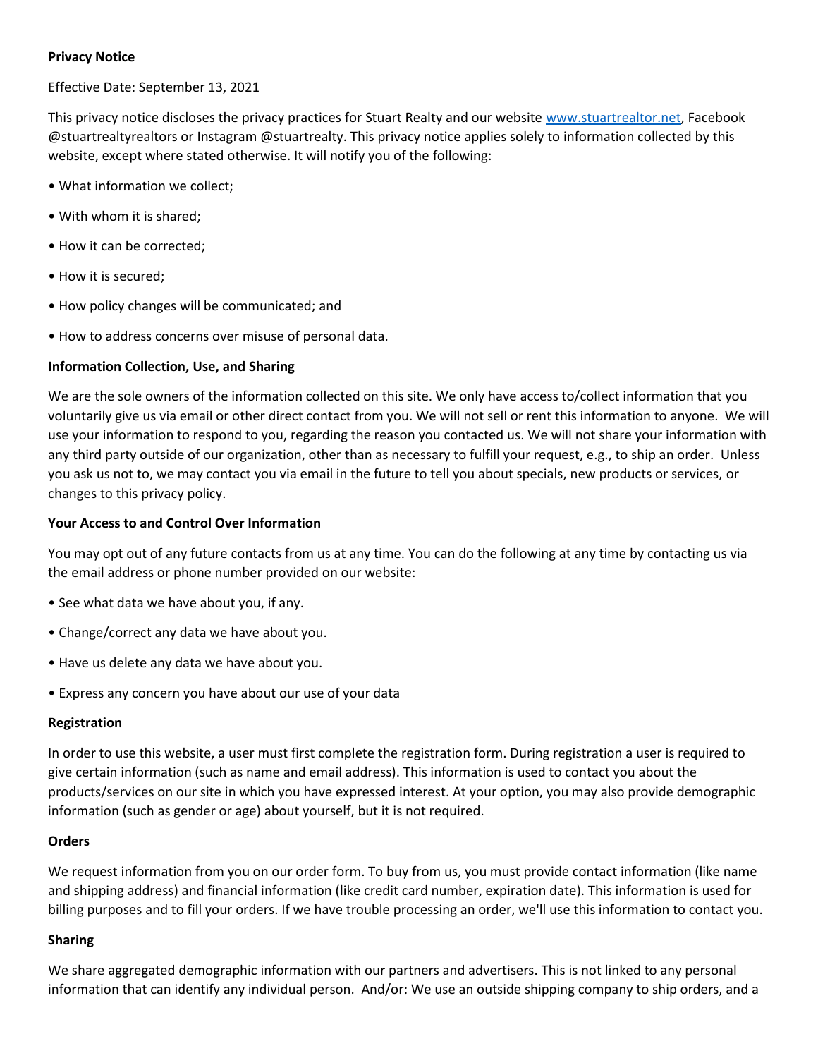**Privacy Notice**

Effective Date: September 13, 2021

This privacy notice discloses the privacy practices for Stuart Realty and our website [www.stuartrealtor.net](http://www.stuartrealtor.net), Facebook @stuartrealtyrealtors or Instagram @stuartrealty. This privacy notice applies solely to information collected by this website, except where stated otherwise. It will notify you of the following:

- What information we collect;
- With whom it is shared;
- How it can be corrected;
- How it is secured;
- How policy changes will be communicated; and
- How to address concerns over misuse of personal data.

**Information Collection, Use, and Sharing**

We are the sole owners of the information collected on this site. We only have access to/collect information that you voluntarily give us via email or other direct contact from you. We will not sell or rent this information to anyone. We will use your information to respond to you, regarding the reason you contacted us. We will not share your information with any third party outside of our organization, other than as necessary to fulfill your request, e.g., to ship an order. Unless you ask us not to, we may contact you via email in the future to tell you about specials, new products or services, or changes to this privacy policy.

**Your Access to and Control Over Information**

You may opt out of any future contacts from us at any time. You can do the following at any time by contacting us via the email address or phone number provided on our website:

- See what data we have about you, if any.
- Change/correct any data we have about you.
- Have us delete any data we have about you.
- Express any concern you have about our use of your data

**Registration**

In order to use this website, a user must first complete the registration form. During registration a user is required to give certain information (such as name and email address). This information is used to contact you about the products/services on our site in which you have expressed interest. At your option, you may also provide demographic information (such as gender or age) about yourself, but it is not required.

**Orders**

We request information from you on our order form. To buy from us, you must provide contact information (like name and shipping address) and financial information (like credit card number, expiration date). This information is used for billing purposes and to fill your orders. If we have trouble processing an order, we'll use this information to contact you.

**Sharing**

We share aggregated demographic information with our partners and advertisers. This is not linked to any personal information that can identify any individual person. And/or: We use an outside shipping company to ship orders, and a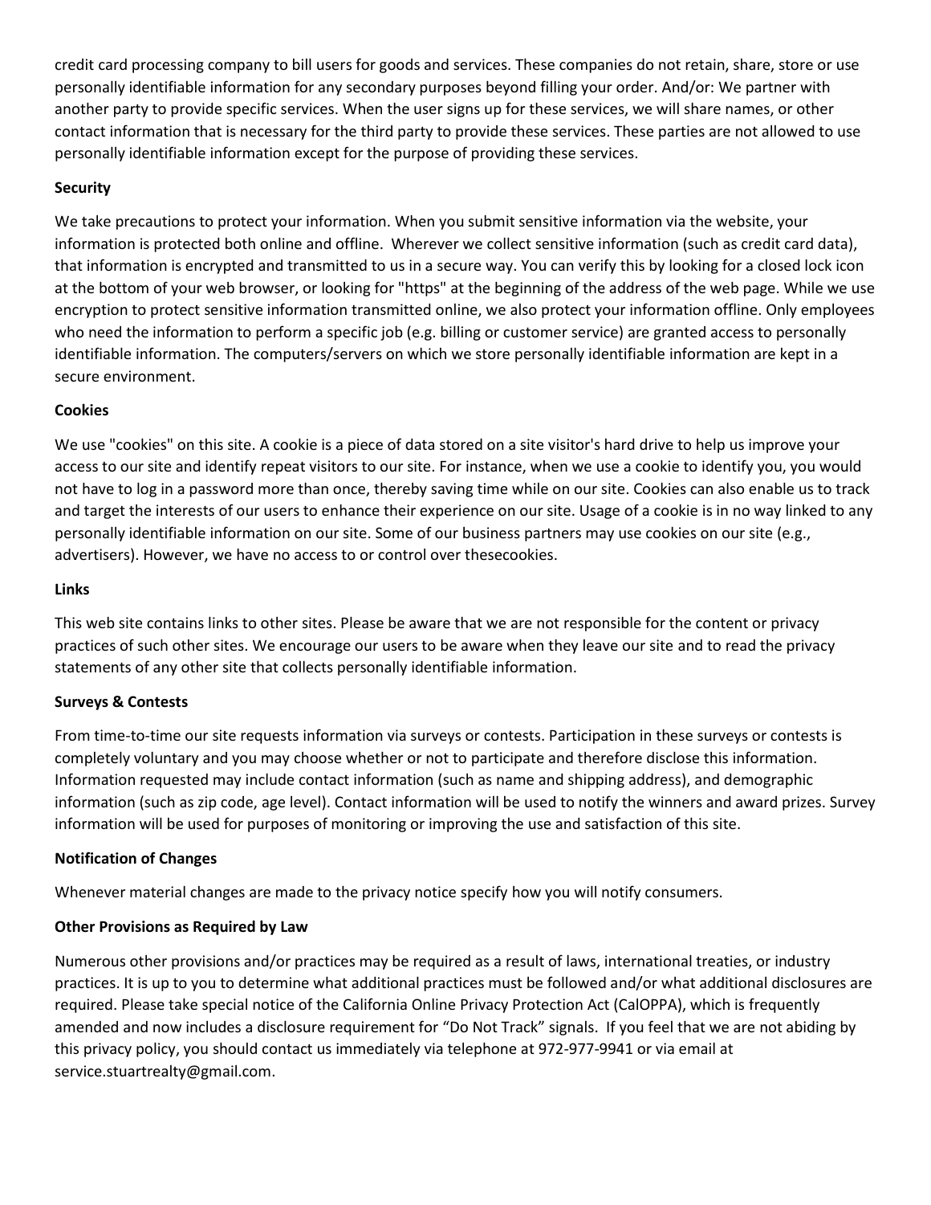credit card processing company to bill users for goods and services. These companies do not retain, share, store or use personally identifiable information for any secondary purposes beyond filling your order. And/or: We partner with another party to provide specific services. When the user signs up for these services, we will share names, or other contact information that is necessary for the third party to provide these services. These parties are not allowed to use personally identifiable information except for the purpose of providing these services.

**Security**

We take precautions to protect your information. When you submit sensitive information via the website, your information is protected both online and offline. Wherever we collect sensitive information (such as credit card data), that information is encrypted and transmitted to us in a secure way. You can verify this by looking for a closed lock icon at the bottom of your web browser, or looking for "https" at the beginning of the address of the web page. While we use encryption to protect sensitive information transmitted online, we also protect your information offline. Only employees who need the information to perform a specific job (e.g. billing or customer service) are granted access to personally identifiable information. The computers/servers on which we store personally identifiable information are kept in a secure environment.

**Cookies**

We use "cookies" on this site. A cookie is a piece of data stored on a site visitor's hard drive to help us improve your access to our site and identify repeat visitors to our site. For instance, when we use a cookie to identify you, you would not have to log in a password more than once, thereby saving time while on our site. Cookies can also enable us to track and target the interests of our users to enhance their experience on our site. Usage of a cookie is in no way linked to any personally identifiable information on our site. Some of our business partners may use cookies on our site (e.g., advertisers). However, we have no access to or control over thesecookies.

**Links**

This web site contains links to other sites. Please be aware that we are not responsible for the content or privacy practices of such other sites. We encourage our users to be aware when they leave our site and to read the privacy statements of any other site that collects personally identifiable information.

**Surveys & Contests**

From time-to-time our site requests information via surveys or contests. Participation in these surveys or contests is completely voluntary and you may choose whether or not to participate and therefore disclose this information. Information requested may include contact information (such as name and shipping address), and demographic information (such as zip code, age level). Contact information will be used to notify the winners and award prizes. Survey information will be used for purposes of monitoring or improving the use and satisfaction of this site.

**Notification of Changes**

Whenever material changes are made to the privacy notice specify how you will notify consumers.

**Other Provisions as Required by Law**

Numerous other provisions and/or practices may be required as a result of laws, international treaties, or industry practices. It is up to you to determine what additional practices must be followed and/or what additional disclosures are required. Please take special notice of the California Online Privacy Protection Act (CalOPPA), which is frequently amended and now includes a disclosure requirement for “Do Not Track” signals. If you feel that we are not abiding by this privacy policy, you should contact us immediately via telephone at 972-977-9941 or via email at service.stuartrealty@gmail.com.